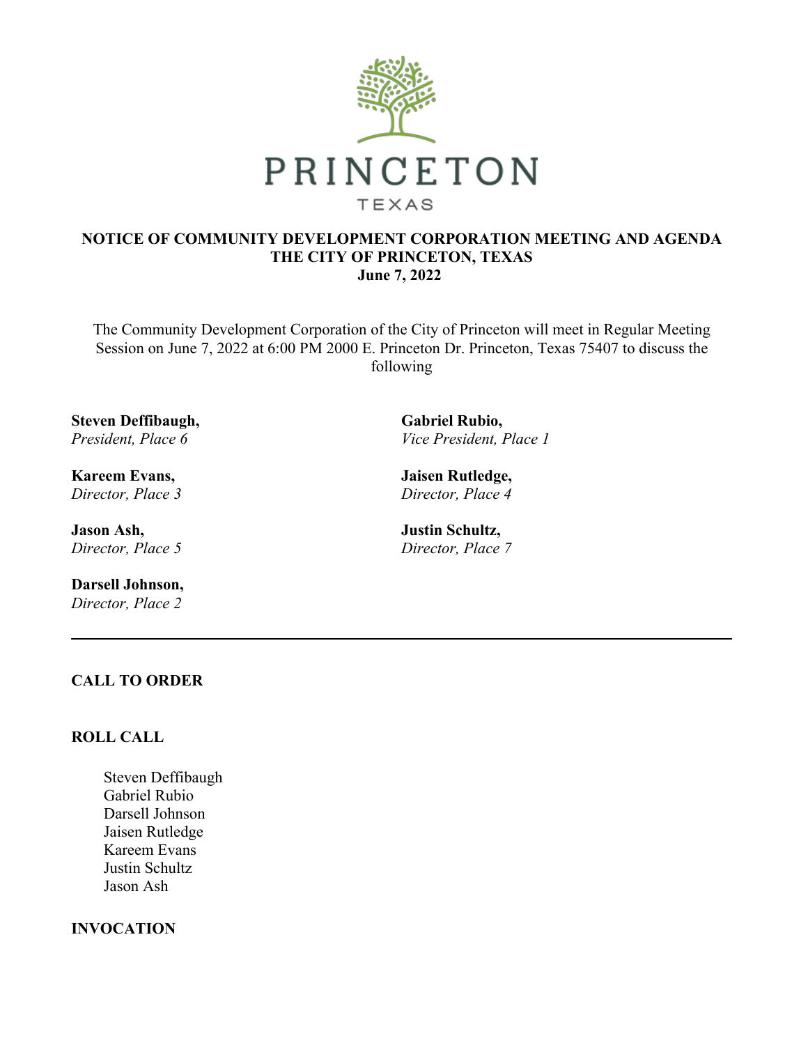PRINCETON

TEXAS

# NOTICE OF COMMUNITY DEVELOPMENT CORPORATION MEETING AND AGENDA
# THE CITY OF PRINCETON, TEXAS
# June 7, 2022

The Community Development Corporation of the City of Princeton will meet in Regular Meeting Session on June 7, 2022 at 6:00 PM 2000 E. Princeton Dr. Princeton, Texas 75407 to discuss the following

**Steven Deffibaugh,**
*President, Place 6*

**Gabriel Rubio,**
*Vice President, Place 1*

**Kareem Evans,**
*Director, Place 3*

**Jaisen Rutledge,**
*Director, Place 4*

**Jason Ash,**
*Director, Place 5*

**Justin Schultz,**
*Director, Place 7*

**Darsell Johnson,**
*Director, Place 2*

---

## CALL TO ORDER

## ROLL CALL

Steven Deffibaugh
Gabriel Rubio
Darsell Johnson
Jaisen Rutledge
Kareem Evans
Justin Schultz
Jason Ash

## INVOCATION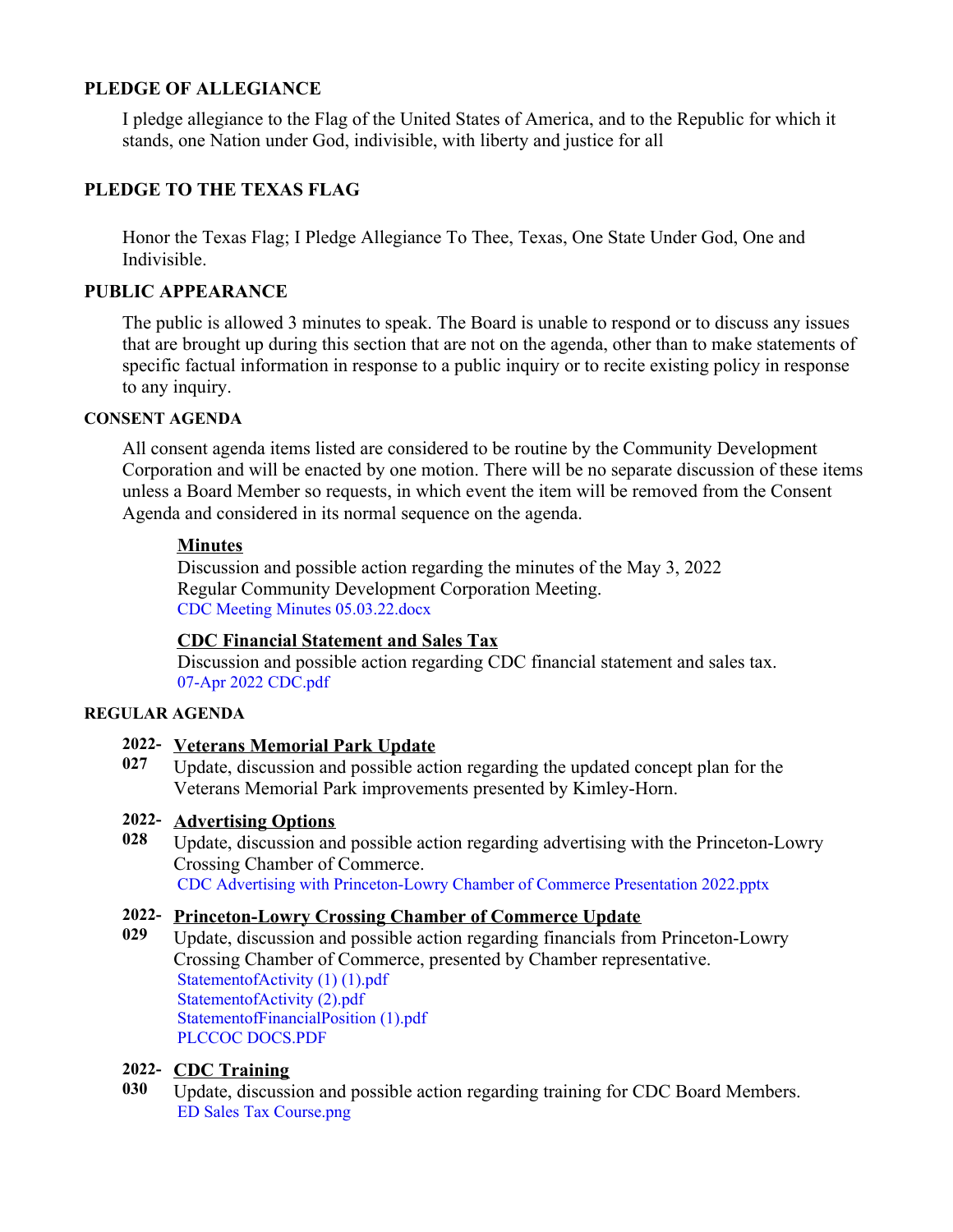## PLEDGE OF ALLEGIANCE

I pledge allegiance to the Flag of the United States of America, and to the Republic for which it stands, one Nation under God, indivisible, with liberty and justice for all

## PLEDGE TO THE TEXAS FLAG

Honor the Texas Flag; I Pledge Allegiance To Thee, Texas, One State Under God, One and Indivisible.

## PUBLIC APPEARANCE

The public is allowed 3 minutes to speak. The Board is unable to respond or to discuss any issues that are brought up during this section that are not on the agenda, other than to make statements of specific factual information in response to a public inquiry or to recite existing policy in response to any inquiry.

## CONSENT AGENDA

All consent agenda items listed are considered to be routine by the Community Development Corporation and will be enacted by one motion. There will be no separate discussion of these items unless a Board Member so requests, in which event the item will be removed from the Consent Agenda and considered in its normal sequence on the agenda.

**Minutes**
Discussion and possible action regarding the minutes of the May 3, 2022 Regular Community Development Corporation Meeting.
CDC Meeting Minutes 05.03.22.docx

**CDC Financial Statement and Sales Tax**
Discussion and possible action regarding CDC financial statement and sales tax.
07-Apr 2022 CDC.pdf

## REGULAR AGENDA

**2022-027** **Veterans Memorial Park Update**
Update, discussion and possible action regarding the updated concept plan for the Veterans Memorial Park improvements presented by Kimley-Horn.

**2022-028** **Advertising Options**
Update, discussion and possible action regarding advertising with the Princeton-Lowry Crossing Chamber of Commerce.
CDC Advertising with Princeton-Lowry Chamber of Commerce Presentation 2022.pptx

**2022-029** **Princeton-Lowry Crossing Chamber of Commerce Update**
Update, discussion and possible action regarding financials from Princeton-Lowry Crossing Chamber of Commerce, presented by Chamber representative.
StatementofActivity (1) (1).pdf
StatementofActivity (2).pdf
StatementofFinancialPosition (1).pdf
PLCCOC DOCS.PDF

**2022-030** **CDC Training**
Update, discussion and possible action regarding training for CDC Board Members.
ED Sales Tax Course.png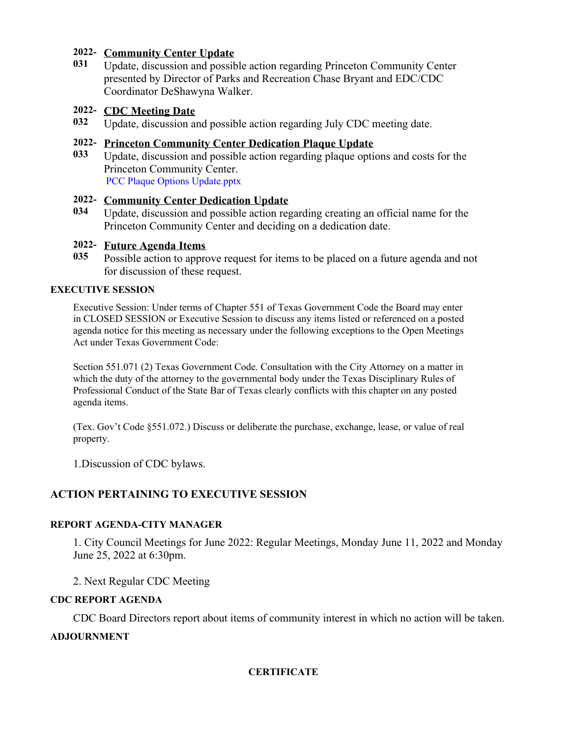**2022-031** **Community Center Update**

Update, discussion and possible action regarding Princeton Community Center presented by Director of Parks and Recreation Chase Bryant and EDC/CDC Coordinator DeShawyna Walker.

**2022-032** **CDC Meeting Date**

Update, discussion and possible action regarding July CDC meeting date.

**2022-033** **Princeton Community Center Dedication Plaque Update**

Update, discussion and possible action regarding plaque options and costs for the Princeton Community Center.

PCC Plaque Options Update.pptx

**2022-034** **Community Center Dedication Update**

Update, discussion and possible action regarding creating an official name for the Princeton Community Center and deciding on a dedication date.

**2022-035** **Future Agenda Items**

Possible action to approve request for items to be placed on a future agenda and not for discussion of these request.

#### EXECUTIVE SESSION

Executive Session: Under terms of Chapter 551 of Texas Government Code the Board may enter in CLOSED SESSION or Executive Session to discuss any items listed or referenced on a posted agenda notice for this meeting as necessary under the following exceptions to the Open Meetings Act under Texas Government Code:

Section 551.071 (2) Texas Government Code. Consultation with the City Attorney on a matter in which the duty of the attorney to the governmental body under the Texas Disciplinary Rules of Professional Conduct of the State Bar of Texas clearly conflicts with this chapter on any posted agenda items.

(Tex. Gov't Code §551.072.) Discuss or deliberate the purchase, exchange, lease, or value of real property.

1.Discussion of CDC bylaws.

### ACTION PERTAINING TO EXECUTIVE SESSION

#### REPORT AGENDA-CITY MANAGER

1. City Council Meetings for June 2022: Regular Meetings, Monday June 11, 2022 and Monday June 25, 2022 at 6:30pm.

2. Next Regular CDC Meeting

#### CDC REPORT AGENDA

CDC Board Directors report about items of community interest in which no action will be taken.

#### ADJOURNMENT

#### CERTIFICATE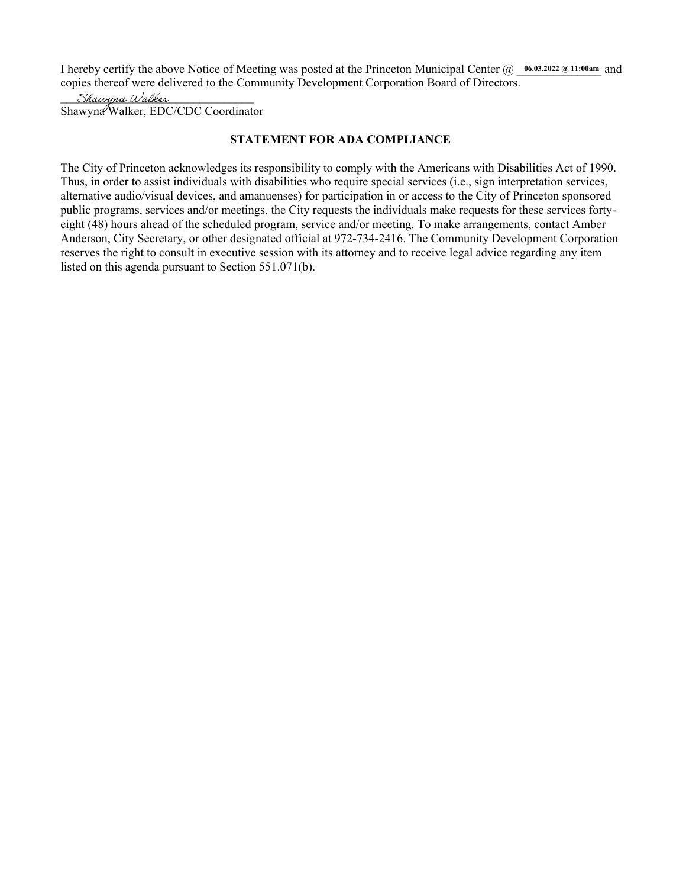I hereby certify the above Notice of Meeting was posted at the Princeton Municipal Center @ 06.03.2022 @ 11:00am and copies thereof were delivered to the Community Development Corporation Board of Directors.

Shawyna Walker

Shawyna Walker, EDC/CDC Coordinator

## STATEMENT FOR ADA COMPLIANCE

The City of Princeton acknowledges its responsibility to comply with the Americans with Disabilities Act of 1990. Thus, in order to assist individuals with disabilities who require special services (i.e., sign interpretation services, alternative audio/visual devices, and amanuenses) for participation in or access to the City of Princeton sponsored public programs, services and/or meetings, the City requests the individuals make requests for these services forty-eight (48) hours ahead of the scheduled program, service and/or meeting. To make arrangements, contact Amber Anderson, City Secretary, or other designated official at 972-734-2416. The Community Development Corporation reserves the right to consult in executive session with its attorney and to receive legal advice regarding any item listed on this agenda pursuant to Section 551.071(b).